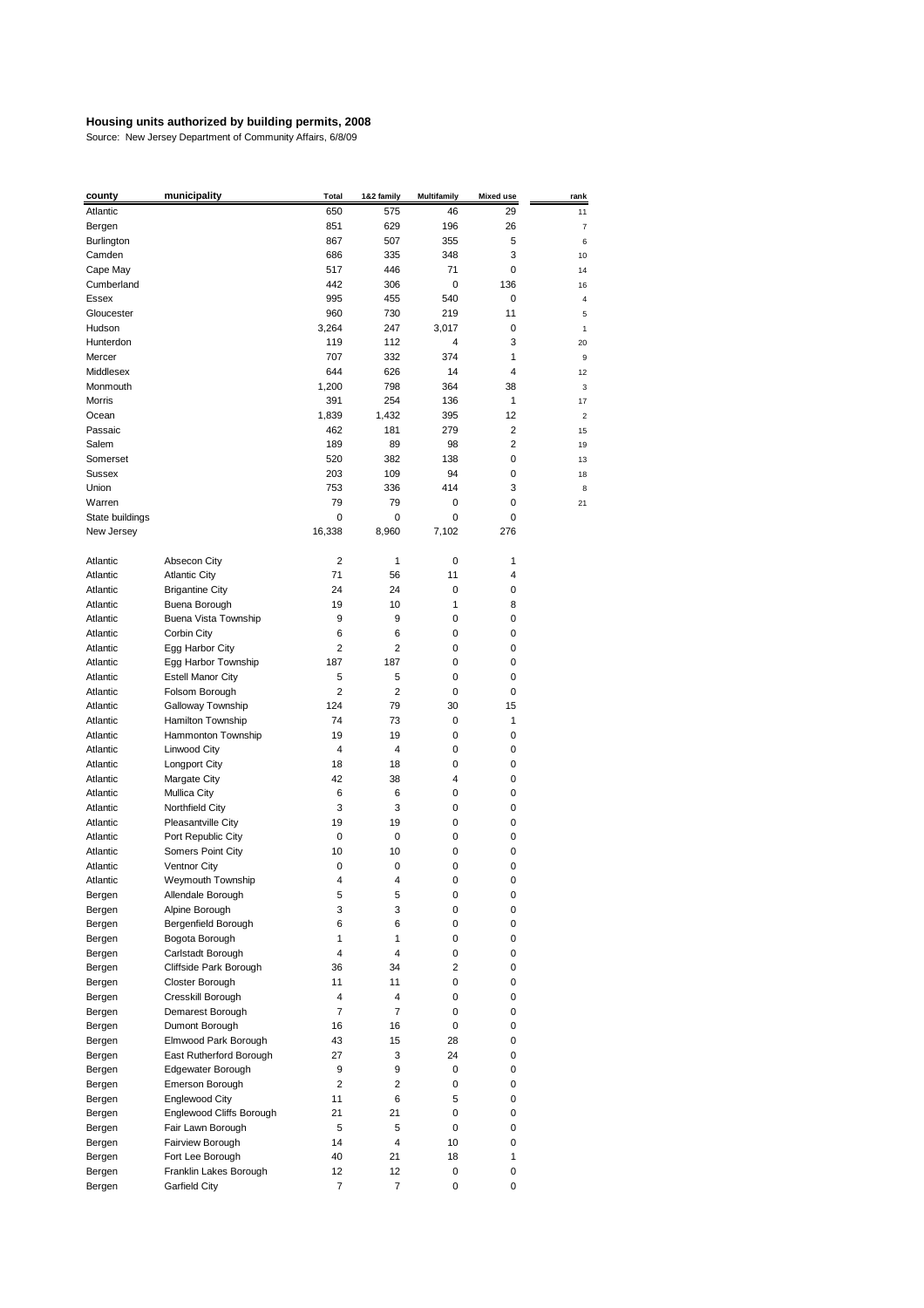**Housing units authorized by building permits, 2008**

Source: New Jersey Department of Community Affairs, 6/8/09

| county | municipality | Total | 1&2 family | Multifamily | Mixed use | rank |
|---|---|---|---|---|---|---|
| Atlantic | | 650 | 575 | 46 | 29 | 11 |
| Bergen | | 851 | 629 | 196 | 26 | 7 |
| Burlington | | 867 | 507 | 355 | 5 | 6 |
| Camden | | 686 | 335 | 348 | 3 | 10 |
| Cape May | | 517 | 446 | 71 | 0 | 14 |
| Cumberland | | 442 | 306 | 0 | 136 | 16 |
| Essex | | 995 | 455 | 540 | 0 | 4 |
| Gloucester | | 960 | 730 | 219 | 11 | 5 |
| Hudson | | 3,264 | 247 | 3,017 | 0 | 1 |
| Hunterdon | | 119 | 112 | 4 | 3 | 20 |
| Mercer | | 707 | 332 | 374 | 1 | 9 |
| Middlesex | | 644 | 626 | 14 | 4 | 12 |
| Monmouth | | 1,200 | 798 | 364 | 38 | 3 |
| Morris | | 391 | 254 | 136 | 1 | 17 |
| Ocean | | 1,839 | 1,432 | 395 | 12 | 2 |
| Passaic | | 462 | 181 | 279 | 2 | 15 |
| Salem | | 189 | 89 | 98 | 2 | 19 |
| Somerset | | 520 | 382 | 138 | 0 | 13 |
| Sussex | | 203 | 109 | 94 | 0 | 18 |
| Union | | 753 | 336 | 414 | 3 | 8 |
| Warren | | 79 | 79 | 0 | 0 | 21 |
| State buildings | | 0 | 0 | 0 | 0 | |
| New Jersey | | 16,338 | 8,960 | 7,102 | 276 | |
| | | | | | | |
| Atlantic | Absecon City | 2 | 1 | 0 | 1 | |
| Atlantic | Atlantic City | 71 | 56 | 11 | 4 | |
| Atlantic | Brigantine City | 24 | 24 | 0 | 0 | |
| Atlantic | Buena Borough | 19 | 10 | 1 | 8 | |
| Atlantic | Buena Vista Township | 9 | 9 | 0 | 0 | |
| Atlantic | Corbin City | 6 | 6 | 0 | 0 | |
| Atlantic | Egg Harbor City | 2 | 2 | 0 | 0 | |
| Atlantic | Egg Harbor Township | 187 | 187 | 0 | 0 | |
| Atlantic | Estell Manor City | 5 | 5 | 0 | 0 | |
| Atlantic | Folsom Borough | 2 | 2 | 0 | 0 | |
| Atlantic | Galloway Township | 124 | 79 | 30 | 15 | |
| Atlantic | Hamilton Township | 74 | 73 | 0 | 1 | |
| Atlantic | Hammonton Township | 19 | 19 | 0 | 0 | |
| Atlantic | Linwood City | 4 | 4 | 0 | 0 | |
| Atlantic | Longport City | 18 | 18 | 0 | 0 | |
| Atlantic | Margate City | 42 | 38 | 4 | 0 | |
| Atlantic | Mullica City | 6 | 6 | 0 | 0 | |
| Atlantic | Northfield City | 3 | 3 | 0 | 0 | |
| Atlantic | Pleasantville City | 19 | 19 | 0 | 0 | |
| Atlantic | Port Republic City | 0 | 0 | 0 | 0 | |
| Atlantic | Somers Point City | 10 | 10 | 0 | 0 | |
| Atlantic | Ventnor City | 0 | 0 | 0 | 0 | |
| Atlantic | Weymouth Township | 4 | 4 | 0 | 0 | |
| Bergen | Allendale Borough | 5 | 5 | 0 | 0 | |
| Bergen | Alpine Borough | 3 | 3 | 0 | 0 | |
| Bergen | Bergenfield Borough | 6 | 6 | 0 | 0 | |
| Bergen | Bogota Borough | 1 | 1 | 0 | 0 | |
| Bergen | Carlstadt Borough | 4 | 4 | 0 | 0 | |
| Bergen | Cliffside Park Borough | 36 | 34 | 2 | 0 | |
| Bergen | Closter Borough | 11 | 11 | 0 | 0 | |
| Bergen | Cresskill Borough | 4 | 4 | 0 | 0 | |
| Bergen | Demarest Borough | 7 | 7 | 0 | 0 | |
| Bergen | Dumont Borough | 16 | 16 | 0 | 0 | |
| Bergen | Elmwood Park Borough | 43 | 15 | 28 | 0 | |
| Bergen | East Rutherford Borough | 27 | 3 | 24 | 0 | |
| Bergen | Edgewater Borough | 9 | 9 | 0 | 0 | |
| Bergen | Emerson Borough | 2 | 2 | 0 | 0 | |
| Bergen | Englewood City | 11 | 6 | 5 | 0 | |
| Bergen | Englewood Cliffs Borough | 21 | 21 | 0 | 0 | |
| Bergen | Fair Lawn Borough | 5 | 5 | 0 | 0 | |
| Bergen | Fairview Borough | 14 | 4 | 10 | 0 | |
| Bergen | Fort Lee Borough | 40 | 21 | 18 | 1 | |
| Bergen | Franklin Lakes Borough | 12 | 12 | 0 | 0 | |
| Bergen | Garfield City | 7 | 7 | 0 | 0 | |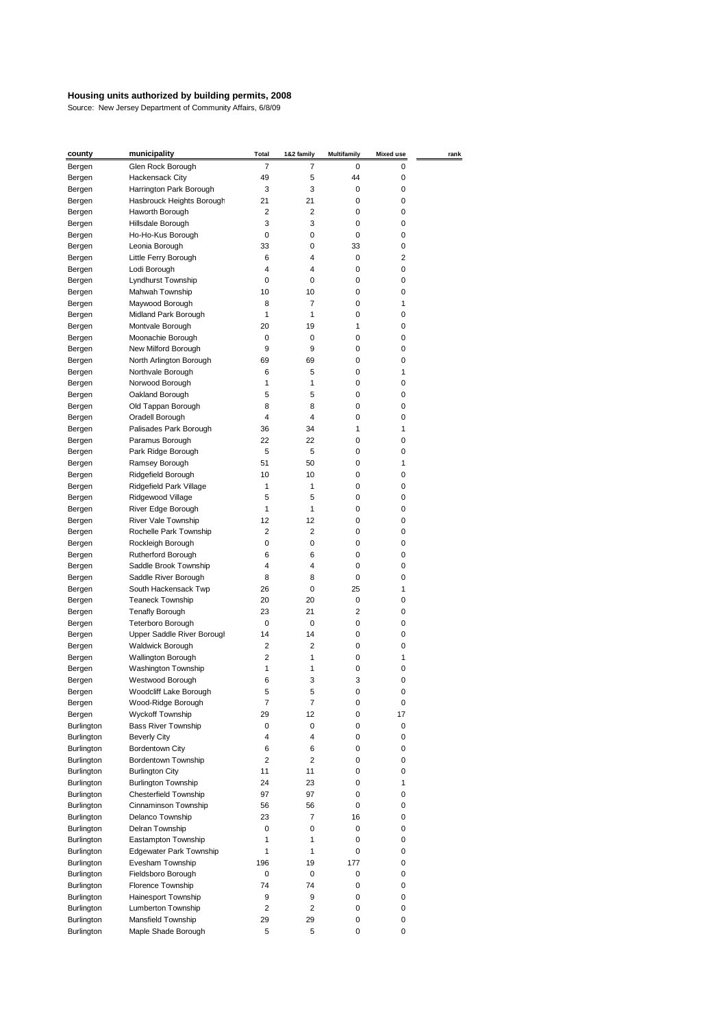**Housing units authorized by building permits, 2008**

Source: New Jersey Department of Community Affairs, 6/8/09

| county | municipality | Total | 1&2 family | Multifamily | Mixed use | rank |
|---|---|---|---|---|---|---|
| Bergen | Glen Rock Borough | 7 | 7 | 0 | 0 | |
| Bergen | Hackensack City | 49 | 5 | 44 | 0 | |
| Bergen | Harrington Park Borough | 3 | 3 | 0 | 0 | |
| Bergen | Hasbrouck Heights Borough | 21 | 21 | 0 | 0 | |
| Bergen | Haworth Borough | 2 | 2 | 0 | 0 | |
| Bergen | Hillsdale Borough | 3 | 3 | 0 | 0 | |
| Bergen | Ho-Ho-Kus Borough | 0 | 0 | 0 | 0 | |
| Bergen | Leonia Borough | 33 | 0 | 33 | 0 | |
| Bergen | Little Ferry Borough | 6 | 4 | 0 | 2 | |
| Bergen | Lodi Borough | 4 | 4 | 0 | 0 | |
| Bergen | Lyndhurst Township | 0 | 0 | 0 | 0 | |
| Bergen | Mahwah Township | 10 | 10 | 0 | 0 | |
| Bergen | Maywood Borough | 8 | 7 | 0 | 1 | |
| Bergen | Midland Park Borough | 1 | 1 | 0 | 0 | |
| Bergen | Montvale Borough | 20 | 19 | 1 | 0 | |
| Bergen | Moonachie Borough | 0 | 0 | 0 | 0 | |
| Bergen | New Milford Borough | 9 | 9 | 0 | 0 | |
| Bergen | North Arlington Borough | 69 | 69 | 0 | 0 | |
| Bergen | Northvale Borough | 6 | 5 | 0 | 1 | |
| Bergen | Norwood Borough | 1 | 1 | 0 | 0 | |
| Bergen | Oakland Borough | 5 | 5 | 0 | 0 | |
| Bergen | Old Tappan Borough | 8 | 8 | 0 | 0 | |
| Bergen | Oradell Borough | 4 | 4 | 0 | 0 | |
| Bergen | Palisades Park Borough | 36 | 34 | 1 | 1 | |
| Bergen | Paramus Borough | 22 | 22 | 0 | 0 | |
| Bergen | Park Ridge Borough | 5 | 5 | 0 | 0 | |
| Bergen | Ramsey Borough | 51 | 50 | 0 | 1 | |
| Bergen | Ridgefield Borough | 10 | 10 | 0 | 0 | |
| Bergen | Ridgefield Park Village | 1 | 1 | 0 | 0 | |
| Bergen | Ridgewood Village | 5 | 5 | 0 | 0 | |
| Bergen | River Edge Borough | 1 | 1 | 0 | 0 | |
| Bergen | River Vale Township | 12 | 12 | 0 | 0 | |
| Bergen | Rochelle Park Township | 2 | 2 | 0 | 0 | |
| Bergen | Rockleigh Borough | 0 | 0 | 0 | 0 | |
| Bergen | Rutherford Borough | 6 | 6 | 0 | 0 | |
| Bergen | Saddle Brook Township | 4 | 4 | 0 | 0 | |
| Bergen | Saddle River Borough | 8 | 8 | 0 | 0 | |
| Bergen | South Hackensack Twp | 26 | 0 | 25 | 1 | |
| Bergen | Teaneck Township | 20 | 20 | 0 | 0 | |
| Bergen | Tenafly Borough | 23 | 21 | 2 | 0 | |
| Bergen | Teterboro Borough | 0 | 0 | 0 | 0 | |
| Bergen | Upper Saddle River Borougl | 14 | 14 | 0 | 0 | |
| Bergen | Waldwick Borough | 2 | 2 | 0 | 0 | |
| Bergen | Wallington Borough | 2 | 1 | 0 | 1 | |
| Bergen | Washington Township | 1 | 1 | 0 | 0 | |
| Bergen | Westwood Borough | 6 | 3 | 3 | 0 | |
| Bergen | Woodcliff Lake Borough | 5 | 5 | 0 | 0 | |
| Bergen | Wood-Ridge Borough | 7 | 7 | 0 | 0 | |
| Bergen | Wyckoff Township | 29 | 12 | 0 | 17 | |
| Burlington | Bass River Township | 0 | 0 | 0 | 0 | |
| Burlington | Beverly City | 4 | 4 | 0 | 0 | |
| Burlington | Bordentown City | 6 | 6 | 0 | 0 | |
| Burlington | Bordentown Township | 2 | 2 | 0 | 0 | |
| Burlington | Burlington City | 11 | 11 | 0 | 0 | |
| Burlington | Burlington Township | 24 | 23 | 0 | 1 | |
| Burlington | Chesterfield Township | 97 | 97 | 0 | 0 | |
| Burlington | Cinnaminson Township | 56 | 56 | 0 | 0 | |
| Burlington | Delanco Township | 23 | 7 | 16 | 0 | |
| Burlington | Delran Township | 0 | 0 | 0 | 0 | |
| Burlington | Eastampton Township | 1 | 1 | 0 | 0 | |
| Burlington | Edgewater Park Township | 1 | 1 | 0 | 0 | |
| Burlington | Evesham Township | 196 | 19 | 177 | 0 | |
| Burlington | Fieldsboro Borough | 0 | 0 | 0 | 0 | |
| Burlington | Florence Township | 74 | 74 | 0 | 0 | |
| Burlington | Hainesport Township | 9 | 9 | 0 | 0 | |
| Burlington | Lumberton Township | 2 | 2 | 0 | 0 | |
| Burlington | Mansfield Township | 29 | 29 | 0 | 0 | |
| Burlington | Maple Shade Borough | 5 | 5 | 0 | 0 | |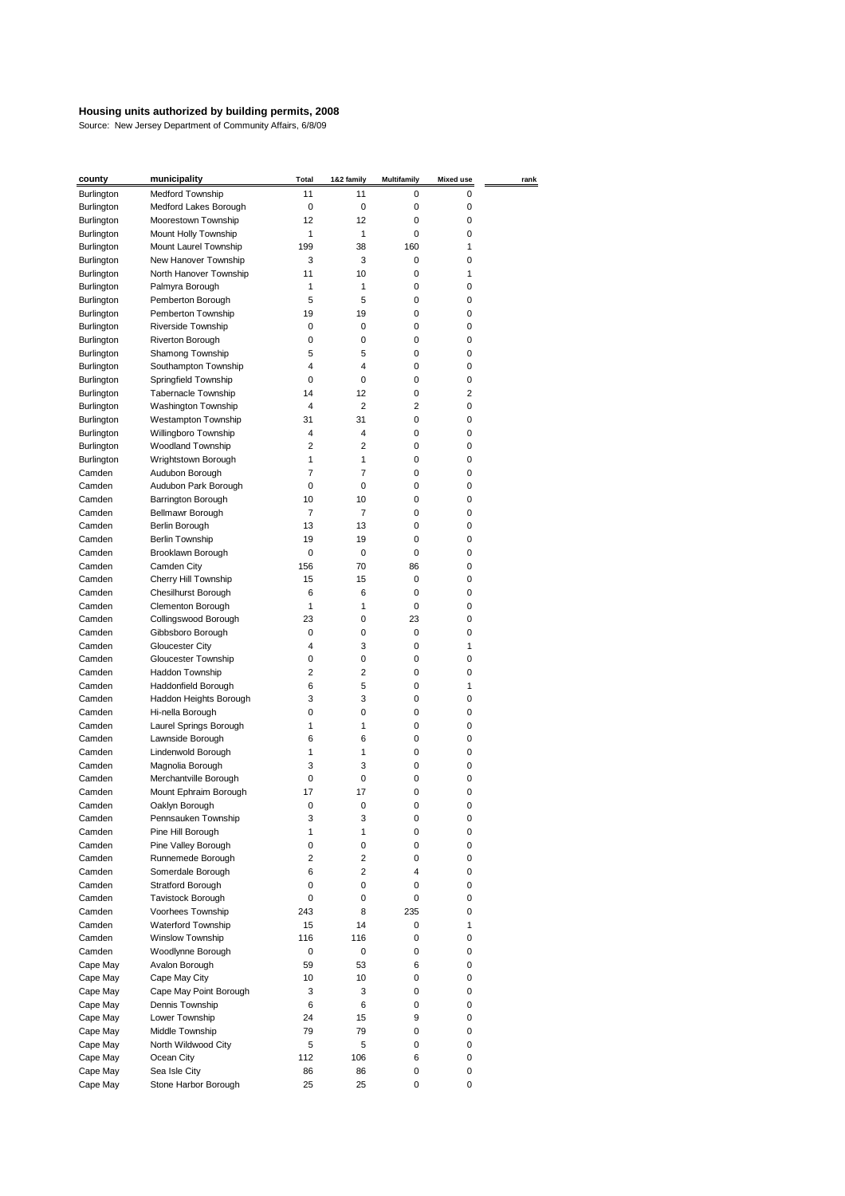**Housing units authorized by building permits, 2008**

Source: New Jersey Department of Community Affairs, 6/8/09

| county | municipality | Total | 1&2 family | Multifamily | Mixed use | rank |
|---|---|---|---|---|---|---|
| Burlington | Medford Township | 11 | 11 | 0 | 0 | |
| Burlington | Medford Lakes Borough | 0 | 0 | 0 | 0 | |
| Burlington | Moorestown Township | 12 | 12 | 0 | 0 | |
| Burlington | Mount Holly Township | 1 | 1 | 0 | 0 | |
| Burlington | Mount Laurel Township | 199 | 38 | 160 | 1 | |
| Burlington | New Hanover Township | 3 | 3 | 0 | 0 | |
| Burlington | North Hanover Township | 11 | 10 | 0 | 1 | |
| Burlington | Palmyra Borough | 1 | 1 | 0 | 0 | |
| Burlington | Pemberton Borough | 5 | 5 | 0 | 0 | |
| Burlington | Pemberton Township | 19 | 19 | 0 | 0 | |
| Burlington | Riverside Township | 0 | 0 | 0 | 0 | |
| Burlington | Riverton Borough | 0 | 0 | 0 | 0 | |
| Burlington | Shamong Township | 5 | 5 | 0 | 0 | |
| Burlington | Southampton Township | 4 | 4 | 0 | 0 | |
| Burlington | Springfield Township | 0 | 0 | 0 | 0 | |
| Burlington | Tabernacle Township | 14 | 12 | 0 | 2 | |
| Burlington | Washington Township | 4 | 2 | 2 | 0 | |
| Burlington | Westampton Township | 31 | 31 | 0 | 0 | |
| Burlington | Willingboro Township | 4 | 4 | 0 | 0 | |
| Burlington | Woodland Township | 2 | 2 | 0 | 0 | |
| Burlington | Wrightstown Borough | 1 | 1 | 0 | 0 | |
| Camden | Audubon Borough | 7 | 7 | 0 | 0 | |
| Camden | Audubon Park Borough | 0 | 0 | 0 | 0 | |
| Camden | Barrington Borough | 10 | 10 | 0 | 0 | |
| Camden | Bellmawr Borough | 7 | 7 | 0 | 0 | |
| Camden | Berlin Borough | 13 | 13 | 0 | 0 | |
| Camden | Berlin Township | 19 | 19 | 0 | 0 | |
| Camden | Brooklawn Borough | 0 | 0 | 0 | 0 | |
| Camden | Camden City | 156 | 70 | 86 | 0 | |
| Camden | Cherry Hill Township | 15 | 15 | 0 | 0 | |
| Camden | Chesilhurst Borough | 6 | 6 | 0 | 0 | |
| Camden | Clementon Borough | 1 | 1 | 0 | 0 | |
| Camden | Collingswood Borough | 23 | 0 | 23 | 0 | |
| Camden | Gibbsboro Borough | 0 | 0 | 0 | 0 | |
| Camden | Gloucester City | 4 | 3 | 0 | 1 | |
| Camden | Gloucester Township | 0 | 0 | 0 | 0 | |
| Camden | Haddon Township | 2 | 2 | 0 | 0 | |
| Camden | Haddonfield Borough | 6 | 5 | 0 | 1 | |
| Camden | Haddon Heights Borough | 3 | 3 | 0 | 0 | |
| Camden | Hi-nella Borough | 0 | 0 | 0 | 0 | |
| Camden | Laurel Springs Borough | 1 | 1 | 0 | 0 | |
| Camden | Lawnside Borough | 6 | 6 | 0 | 0 | |
| Camden | Lindenwold Borough | 1 | 1 | 0 | 0 | |
| Camden | Magnolia Borough | 3 | 3 | 0 | 0 | |
| Camden | Merchantville Borough | 0 | 0 | 0 | 0 | |
| Camden | Mount Ephraim Borough | 17 | 17 | 0 | 0 | |
| Camden | Oaklyn Borough | 0 | 0 | 0 | 0 | |
| Camden | Pennsauken Township | 3 | 3 | 0 | 0 | |
| Camden | Pine Hill Borough | 1 | 1 | 0 | 0 | |
| Camden | Pine Valley Borough | 0 | 0 | 0 | 0 | |
| Camden | Runnemede Borough | 2 | 2 | 0 | 0 | |
| Camden | Somerdale Borough | 6 | 2 | 4 | 0 | |
| Camden | Stratford Borough | 0 | 0 | 0 | 0 | |
| Camden | Tavistock Borough | 0 | 0 | 0 | 0 | |
| Camden | Voorhees Township | 243 | 8 | 235 | 0 | |
| Camden | Waterford Township | 15 | 14 | 0 | 1 | |
| Camden | Winslow Township | 116 | 116 | 0 | 0 | |
| Camden | Woodlynne Borough | 0 | 0 | 0 | 0 | |
| Cape May | Avalon Borough | 59 | 53 | 6 | 0 | |
| Cape May | Cape May City | 10 | 10 | 0 | 0 | |
| Cape May | Cape May Point Borough | 3 | 3 | 0 | 0 | |
| Cape May | Dennis Township | 6 | 6 | 0 | 0 | |
| Cape May | Lower Township | 24 | 15 | 9 | 0 | |
| Cape May | Middle Township | 79 | 79 | 0 | 0 | |
| Cape May | North Wildwood City | 5 | 5 | 0 | 0 | |
| Cape May | Ocean City | 112 | 106 | 6 | 0 | |
| Cape May | Sea Isle City | 86 | 86 | 0 | 0 | |
| Cape May | Stone Harbor Borough | 25 | 25 | 0 | 0 | |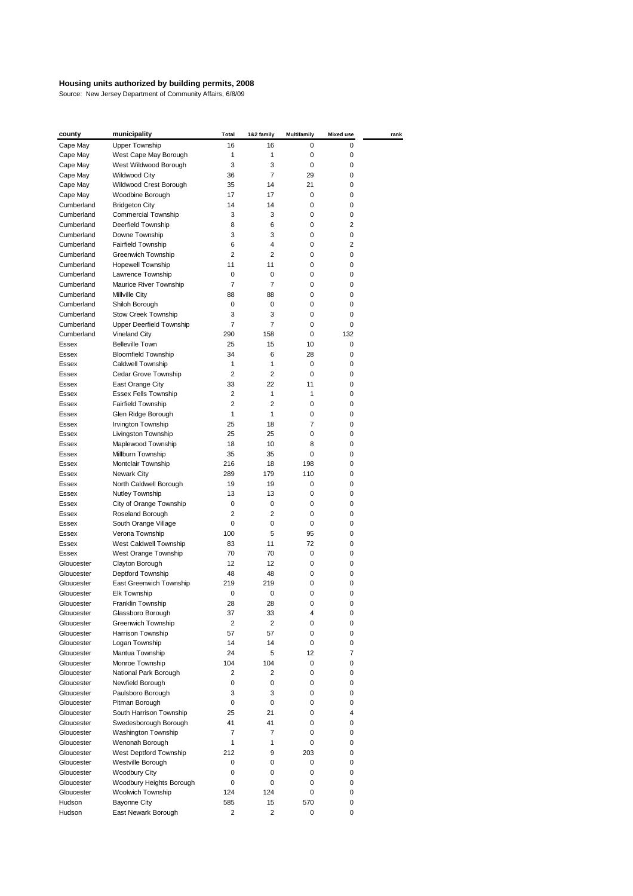**Housing units authorized by building permits, 2008**

Source: New Jersey Department of Community Affairs, 6/8/09

| county | municipality | Total | 1&2 family | Multifamily | Mixed use | rank |
|---|---|---|---|---|---|---|
| Cape May | Upper Township | 16 | 16 | 0 | 0 | |
| Cape May | West Cape May Borough | 1 | 1 | 0 | 0 | |
| Cape May | West Wildwood Borough | 3 | 3 | 0 | 0 | |
| Cape May | Wildwood City | 36 | 7 | 29 | 0 | |
| Cape May | Wildwood Crest Borough | 35 | 14 | 21 | 0 | |
| Cape May | Woodbine Borough | 17 | 17 | 0 | 0 | |
| Cumberland | Bridgeton City | 14 | 14 | 0 | 0 | |
| Cumberland | Commercial Township | 3 | 3 | 0 | 0 | |
| Cumberland | Deerfield Township | 8 | 6 | 0 | 2 | |
| Cumberland | Downe Township | 3 | 3 | 0 | 0 | |
| Cumberland | Fairfield Township | 6 | 4 | 0 | 2 | |
| Cumberland | Greenwich Township | 2 | 2 | 0 | 0 | |
| Cumberland | Hopewell Township | 11 | 11 | 0 | 0 | |
| Cumberland | Lawrence Township | 0 | 0 | 0 | 0 | |
| Cumberland | Maurice River Township | 7 | 7 | 0 | 0 | |
| Cumberland | Millville City | 88 | 88 | 0 | 0 | |
| Cumberland | Shiloh Borough | 0 | 0 | 0 | 0 | |
| Cumberland | Stow Creek Township | 3 | 3 | 0 | 0 | |
| Cumberland | Upper Deerfield Township | 7 | 7 | 0 | 0 | |
| Cumberland | Vineland City | 290 | 158 | 0 | 132 | |
| Essex | Belleville Town | 25 | 15 | 10 | 0 | |
| Essex | Bloomfield Township | 34 | 6 | 28 | 0 | |
| Essex | Caldwell Township | 1 | 1 | 0 | 0 | |
| Essex | Cedar Grove Township | 2 | 2 | 0 | 0 | |
| Essex | East Orange City | 33 | 22 | 11 | 0 | |
| Essex | Essex Fells Township | 2 | 1 | 1 | 0 | |
| Essex | Fairfield Township | 2 | 2 | 0 | 0 | |
| Essex | Glen Ridge Borough | 1 | 1 | 0 | 0 | |
| Essex | Irvington Township | 25 | 18 | 7 | 0 | |
| Essex | Livingston Township | 25 | 25 | 0 | 0 | |
| Essex | Maplewood Township | 18 | 10 | 8 | 0 | |
| Essex | Millburn Township | 35 | 35 | 0 | 0 | |
| Essex | Montclair Township | 216 | 18 | 198 | 0 | |
| Essex | Newark City | 289 | 179 | 110 | 0 | |
| Essex | North Caldwell Borough | 19 | 19 | 0 | 0 | |
| Essex | Nutley Township | 13 | 13 | 0 | 0 | |
| Essex | City of Orange Township | 0 | 0 | 0 | 0 | |
| Essex | Roseland Borough | 2 | 2 | 0 | 0 | |
| Essex | South Orange Village | 0 | 0 | 0 | 0 | |
| Essex | Verona Township | 100 | 5 | 95 | 0 | |
| Essex | West Caldwell Township | 83 | 11 | 72 | 0 | |
| Essex | West Orange Township | 70 | 70 | 0 | 0 | |
| Gloucester | Clayton Borough | 12 | 12 | 0 | 0 | |
| Gloucester | Deptford Township | 48 | 48 | 0 | 0 | |
| Gloucester | East Greenwich Township | 219 | 219 | 0 | 0 | |
| Gloucester | Elk Township | 0 | 0 | 0 | 0 | |
| Gloucester | Franklin Township | 28 | 28 | 0 | 0 | |
| Gloucester | Glassboro Borough | 37 | 33 | 4 | 0 | |
| Gloucester | Greenwich Township | 2 | 2 | 0 | 0 | |
| Gloucester | Harrison Township | 57 | 57 | 0 | 0 | |
| Gloucester | Logan Township | 14 | 14 | 0 | 0 | |
| Gloucester | Mantua Township | 24 | 5 | 12 | 7 | |
| Gloucester | Monroe Township | 104 | 104 | 0 | 0 | |
| Gloucester | National Park Borough | 2 | 2 | 0 | 0 | |
| Gloucester | Newfield Borough | 0 | 0 | 0 | 0 | |
| Gloucester | Paulsboro Borough | 3 | 3 | 0 | 0 | |
| Gloucester | Pitman Borough | 0 | 0 | 0 | 0 | |
| Gloucester | South Harrison Township | 25 | 21 | 0 | 4 | |
| Gloucester | Swedesborough Borough | 41 | 41 | 0 | 0 | |
| Gloucester | Washington Township | 7 | 7 | 0 | 0 | |
| Gloucester | Wenonah Borough | 1 | 1 | 0 | 0 | |
| Gloucester | West Deptford Township | 212 | 9 | 203 | 0 | |
| Gloucester | Westville Borough | 0 | 0 | 0 | 0 | |
| Gloucester | Woodbury City | 0 | 0 | 0 | 0 | |
| Gloucester | Woodbury Heights Borough | 0 | 0 | 0 | 0 | |
| Gloucester | Woolwich Township | 124 | 124 | 0 | 0 | |
| Hudson | Bayonne City | 585 | 15 | 570 | 0 | |
| Hudson | East Newark Borough | 2 | 2 | 0 | 0 | |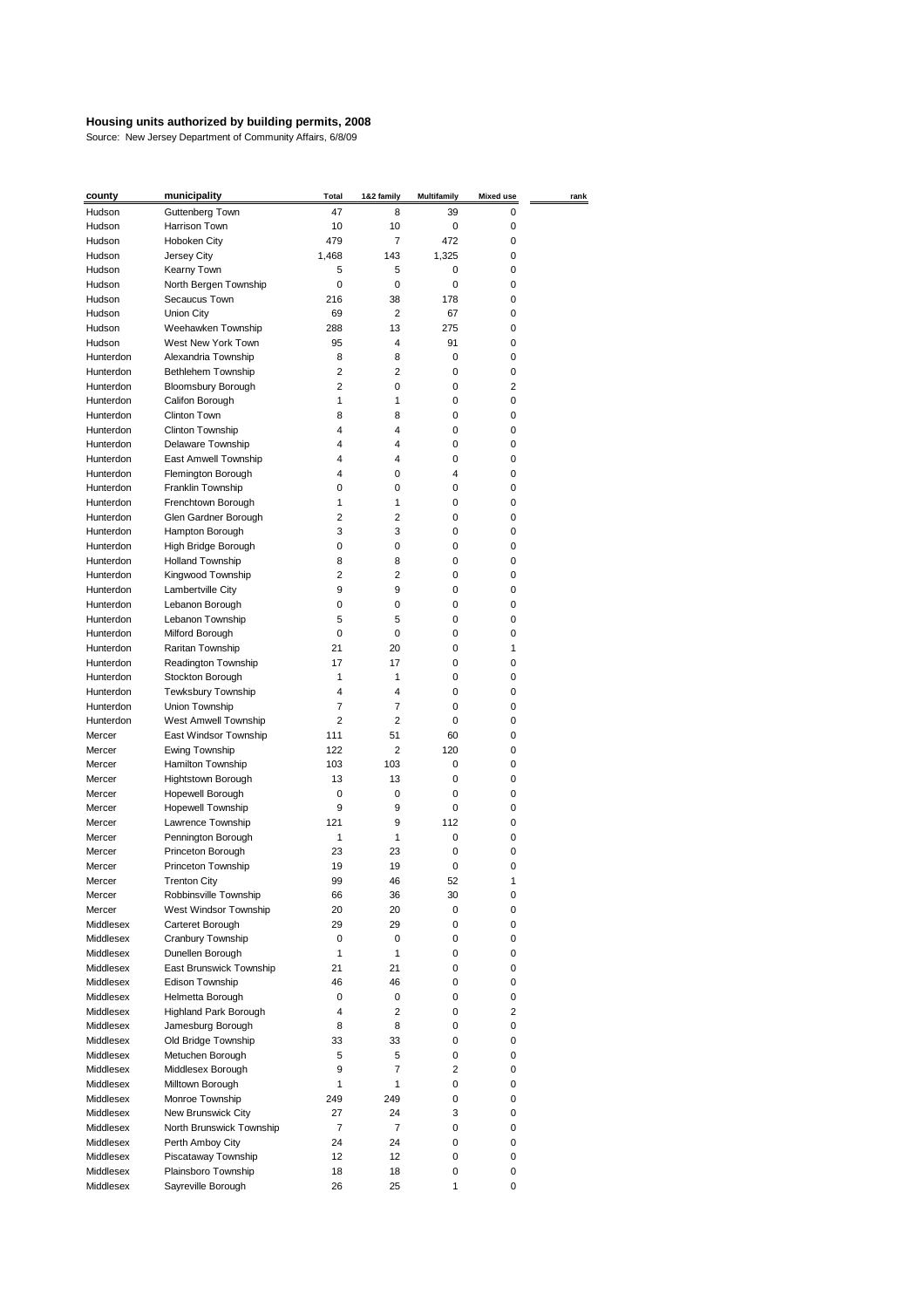**Housing units authorized by building permits, 2008**

Source: New Jersey Department of Community Affairs, 6/8/09

| county | municipality | Total | 1&2 family | Multifamily | Mixed use | rank |
|---|---|---|---|---|---|---|
| Hudson | Guttenberg Town | 47 | 8 | 39 | 0 | |
| Hudson | Harrison Town | 10 | 10 | 0 | 0 | |
| Hudson | Hoboken City | 479 | 7 | 472 | 0 | |
| Hudson | Jersey City | 1,468 | 143 | 1,325 | 0 | |
| Hudson | Kearny Town | 5 | 5 | 0 | 0 | |
| Hudson | North Bergen Township | 0 | 0 | 0 | 0 | |
| Hudson | Secaucus Town | 216 | 38 | 178 | 0 | |
| Hudson | Union City | 69 | 2 | 67 | 0 | |
| Hudson | Weehawken Township | 288 | 13 | 275 | 0 | |
| Hudson | West New York Town | 95 | 4 | 91 | 0 | |
| Hunterdon | Alexandria Township | 8 | 8 | 0 | 0 | |
| Hunterdon | Bethlehem Township | 2 | 2 | 0 | 0 | |
| Hunterdon | Bloomsbury Borough | 2 | 0 | 0 | 2 | |
| Hunterdon | Califon Borough | 1 | 1 | 0 | 0 | |
| Hunterdon | Clinton Town | 8 | 8 | 0 | 0 | |
| Hunterdon | Clinton Township | 4 | 4 | 0 | 0 | |
| Hunterdon | Delaware Township | 4 | 4 | 0 | 0 | |
| Hunterdon | East Amwell Township | 4 | 4 | 0 | 0 | |
| Hunterdon | Flemington Borough | 4 | 0 | 4 | 0 | |
| Hunterdon | Franklin Township | 0 | 0 | 0 | 0 | |
| Hunterdon | Frenchtown Borough | 1 | 1 | 0 | 0 | |
| Hunterdon | Glen Gardner Borough | 2 | 2 | 0 | 0 | |
| Hunterdon | Hampton Borough | 3 | 3 | 0 | 0 | |
| Hunterdon | High Bridge Borough | 0 | 0 | 0 | 0 | |
| Hunterdon | Holland Township | 8 | 8 | 0 | 0 | |
| Hunterdon | Kingwood Township | 2 | 2 | 0 | 0 | |
| Hunterdon | Lambertville City | 9 | 9 | 0 | 0 | |
| Hunterdon | Lebanon Borough | 0 | 0 | 0 | 0 | |
| Hunterdon | Lebanon Township | 5 | 5 | 0 | 0 | |
| Hunterdon | Milford Borough | 0 | 0 | 0 | 0 | |
| Hunterdon | Raritan Township | 21 | 20 | 0 | 1 | |
| Hunterdon | Readington Township | 17 | 17 | 0 | 0 | |
| Hunterdon | Stockton Borough | 1 | 1 | 0 | 0 | |
| Hunterdon | Tewksbury Township | 4 | 4 | 0 | 0 | |
| Hunterdon | Union Township | 7 | 7 | 0 | 0 | |
| Hunterdon | West Amwell Township | 2 | 2 | 0 | 0 | |
| Mercer | East Windsor Township | 111 | 51 | 60 | 0 | |
| Mercer | Ewing Township | 122 | 2 | 120 | 0 | |
| Mercer | Hamilton Township | 103 | 103 | 0 | 0 | |
| Mercer | Hightstown Borough | 13 | 13 | 0 | 0 | |
| Mercer | Hopewell Borough | 0 | 0 | 0 | 0 | |
| Mercer | Hopewell Township | 9 | 9 | 0 | 0 | |
| Mercer | Lawrence Township | 121 | 9 | 112 | 0 | |
| Mercer | Pennington Borough | 1 | 1 | 0 | 0 | |
| Mercer | Princeton Borough | 23 | 23 | 0 | 0 | |
| Mercer | Princeton Township | 19 | 19 | 0 | 0 | |
| Mercer | Trenton City | 99 | 46 | 52 | 1 | |
| Mercer | Robbinsville Township | 66 | 36 | 30 | 0 | |
| Mercer | West Windsor Township | 20 | 20 | 0 | 0 | |
| Middlesex | Carteret Borough | 29 | 29 | 0 | 0 | |
| Middlesex | Cranbury Township | 0 | 0 | 0 | 0 | |
| Middlesex | Dunellen Borough | 1 | 1 | 0 | 0 | |
| Middlesex | East Brunswick Township | 21 | 21 | 0 | 0 | |
| Middlesex | Edison Township | 46 | 46 | 0 | 0 | |
| Middlesex | Helmetta Borough | 0 | 0 | 0 | 0 | |
| Middlesex | Highland Park Borough | 4 | 2 | 0 | 2 | |
| Middlesex | Jamesburg Borough | 8 | 8 | 0 | 0 | |
| Middlesex | Old Bridge Township | 33 | 33 | 0 | 0 | |
| Middlesex | Metuchen Borough | 5 | 5 | 0 | 0 | |
| Middlesex | Middlesex Borough | 9 | 7 | 2 | 0 | |
| Middlesex | Milltown Borough | 1 | 1 | 0 | 0 | |
| Middlesex | Monroe Township | 249 | 249 | 0 | 0 | |
| Middlesex | New Brunswick City | 27 | 24 | 3 | 0 | |
| Middlesex | North Brunswick Township | 7 | 7 | 0 | 0 | |
| Middlesex | Perth Amboy City | 24 | 24 | 0 | 0 | |
| Middlesex | Piscataway Township | 12 | 12 | 0 | 0 | |
| Middlesex | Plainsboro Township | 18 | 18 | 0 | 0 | |
| Middlesex | Sayreville Borough | 26 | 25 | 1 | 0 | |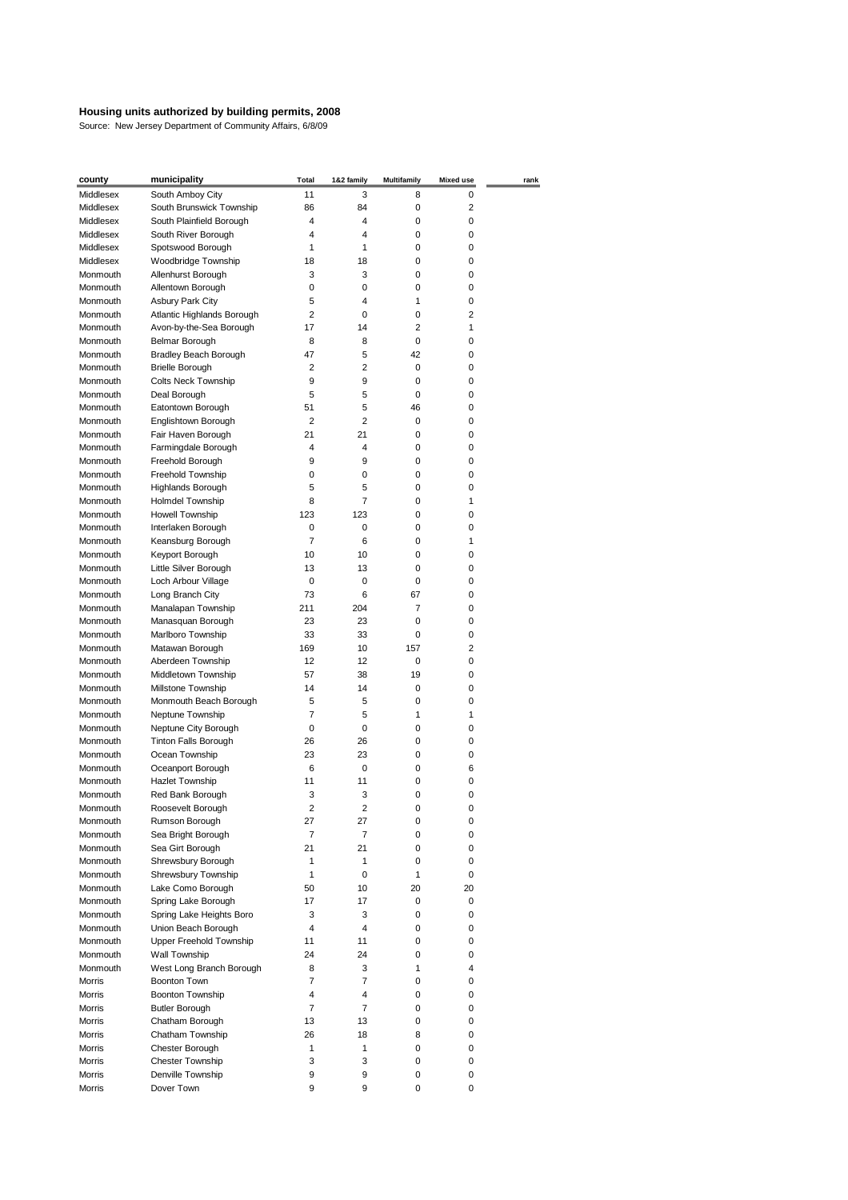# Housing units authorized by building permits, 2008

Source: New Jersey Department of Community Affairs, 6/8/09

| county | municipality | Total | 1&2 family | Multifamily | Mixed use | rank |
|---|---|---|---|---|---|---|
| Middlesex | South Amboy City | 11 | 3 | 8 | 0 | |
| Middlesex | South Brunswick Township | 86 | 84 | 0 | 2 | |
| Middlesex | South Plainfield Borough | 4 | 4 | 0 | 0 | |
| Middlesex | South River Borough | 4 | 4 | 0 | 0 | |
| Middlesex | Spotswood Borough | 1 | 1 | 0 | 0 | |
| Middlesex | Woodbridge Township | 18 | 18 | 0 | 0 | |
| Monmouth | Allenhurst Borough | 3 | 3 | 0 | 0 | |
| Monmouth | Allentown Borough | 0 | 0 | 0 | 0 | |
| Monmouth | Asbury Park City | 5 | 4 | 1 | 0 | |
| Monmouth | Atlantic Highlands Borough | 2 | 0 | 0 | 2 | |
| Monmouth | Avon-by-the-Sea Borough | 17 | 14 | 2 | 1 | |
| Monmouth | Belmar Borough | 8 | 8 | 0 | 0 | |
| Monmouth | Bradley Beach Borough | 47 | 5 | 42 | 0 | |
| Monmouth | Brielle Borough | 2 | 2 | 0 | 0 | |
| Monmouth | Colts Neck Township | 9 | 9 | 0 | 0 | |
| Monmouth | Deal Borough | 5 | 5 | 0 | 0 | |
| Monmouth | Eatontown Borough | 51 | 5 | 46 | 0 | |
| Monmouth | Englishtown Borough | 2 | 2 | 0 | 0 | |
| Monmouth | Fair Haven Borough | 21 | 21 | 0 | 0 | |
| Monmouth | Farmingdale Borough | 4 | 4 | 0 | 0 | |
| Monmouth | Freehold Borough | 9 | 9 | 0 | 0 | |
| Monmouth | Freehold Township | 0 | 0 | 0 | 0 | |
| Monmouth | Highlands Borough | 5 | 5 | 0 | 0 | |
| Monmouth | Holmdel Township | 8 | 7 | 0 | 1 | |
| Monmouth | Howell Township | 123 | 123 | 0 | 0 | |
| Monmouth | Interlaken Borough | 0 | 0 | 0 | 0 | |
| Monmouth | Keansburg Borough | 7 | 6 | 0 | 1 | |
| Monmouth | Keyport Borough | 10 | 10 | 0 | 0 | |
| Monmouth | Little Silver Borough | 13 | 13 | 0 | 0 | |
| Monmouth | Loch Arbour Village | 0 | 0 | 0 | 0 | |
| Monmouth | Long Branch City | 73 | 6 | 67 | 0 | |
| Monmouth | Manalapan Township | 211 | 204 | 7 | 0 | |
| Monmouth | Manasquan Borough | 23 | 23 | 0 | 0 | |
| Monmouth | Marlboro Township | 33 | 33 | 0 | 0 | |
| Monmouth | Matawan Borough | 169 | 10 | 157 | 2 | |
| Monmouth | Aberdeen Township | 12 | 12 | 0 | 0 | |
| Monmouth | Middletown Township | 57 | 38 | 19 | 0 | |
| Monmouth | Millstone Township | 14 | 14 | 0 | 0 | |
| Monmouth | Monmouth Beach Borough | 5 | 5 | 0 | 0 | |
| Monmouth | Neptune Township | 7 | 5 | 1 | 1 | |
| Monmouth | Neptune City Borough | 0 | 0 | 0 | 0 | |
| Monmouth | Tinton Falls Borough | 26 | 26 | 0 | 0 | |
| Monmouth | Ocean Township | 23 | 23 | 0 | 0 | |
| Monmouth | Oceanport Borough | 6 | 0 | 0 | 6 | |
| Monmouth | Hazlet Township | 11 | 11 | 0 | 0 | |
| Monmouth | Red Bank Borough | 3 | 3 | 0 | 0 | |
| Monmouth | Roosevelt Borough | 2 | 2 | 0 | 0 | |
| Monmouth | Rumson Borough | 27 | 27 | 0 | 0 | |
| Monmouth | Sea Bright Borough | 7 | 7 | 0 | 0 | |
| Monmouth | Sea Girt Borough | 21 | 21 | 0 | 0 | |
| Monmouth | Shrewsbury Borough | 1 | 1 | 0 | 0 | |
| Monmouth | Shrewsbury Township | 1 | 0 | 1 | 0 | |
| Monmouth | Lake Como Borough | 50 | 10 | 20 | 20 | |
| Monmouth | Spring Lake Borough | 17 | 17 | 0 | 0 | |
| Monmouth | Spring Lake Heights Boro | 3 | 3 | 0 | 0 | |
| Monmouth | Union Beach Borough | 4 | 4 | 0 | 0 | |
| Monmouth | Upper Freehold Township | 11 | 11 | 0 | 0 | |
| Monmouth | Wall Township | 24 | 24 | 0 | 0 | |
| Monmouth | West Long Branch Borough | 8 | 3 | 1 | 4 | |
| Morris | Boonton Town | 7 | 7 | 0 | 0 | |
| Morris | Boonton Township | 4 | 4 | 0 | 0 | |
| Morris | Butler Borough | 7 | 7 | 0 | 0 | |
| Morris | Chatham Borough | 13 | 13 | 0 | 0 | |
| Morris | Chatham Township | 26 | 18 | 8 | 0 | |
| Morris | Chester Borough | 1 | 1 | 0 | 0 | |
| Morris | Chester Township | 3 | 3 | 0 | 0 | |
| Morris | Denville Township | 9 | 9 | 0 | 0 | |
| Morris | Dover Town | 9 | 9 | 0 | 0 | |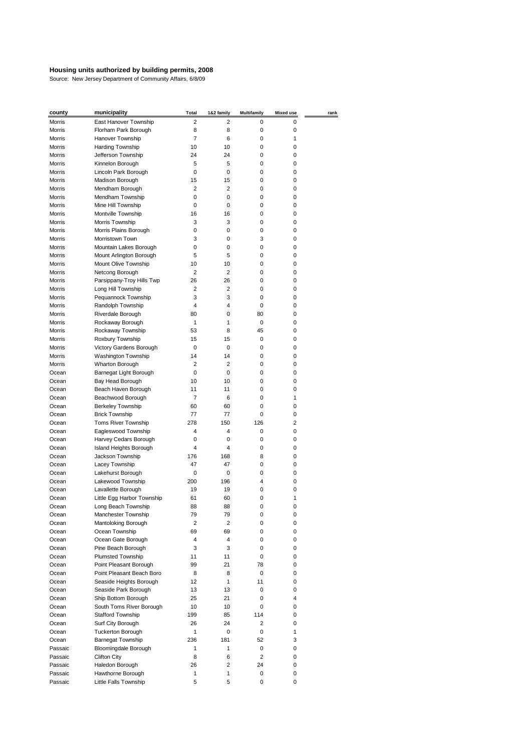# Housing units authorized by building permits, 2008

Source: New Jersey Department of Community Affairs, 6/8/09

| county | municipality | Total | 1&2 family | Multifamily | Mixed use | rank |
|---|---|---|---|---|---|---|
| Morris | East Hanover Township | 2 | 2 | 0 | 0 | |
| Morris | Florham Park Borough | 8 | 8 | 0 | 0 | |
| Morris | Hanover Township | 7 | 6 | 0 | 1 | |
| Morris | Harding Township | 10 | 10 | 0 | 0 | |
| Morris | Jefferson Township | 24 | 24 | 0 | 0 | |
| Morris | Kinnelon Borough | 5 | 5 | 0 | 0 | |
| Morris | Lincoln Park Borough | 0 | 0 | 0 | 0 | |
| Morris | Madison Borough | 15 | 15 | 0 | 0 | |
| Morris | Mendham Borough | 2 | 2 | 0 | 0 | |
| Morris | Mendham Township | 0 | 0 | 0 | 0 | |
| Morris | Mine Hill Township | 0 | 0 | 0 | 0 | |
| Morris | Montville Township | 16 | 16 | 0 | 0 | |
| Morris | Morris Township | 3 | 3 | 0 | 0 | |
| Morris | Morris Plains Borough | 0 | 0 | 0 | 0 | |
| Morris | Morristown Town | 3 | 0 | 3 | 0 | |
| Morris | Mountain Lakes Borough | 0 | 0 | 0 | 0 | |
| Morris | Mount Arlington Borough | 5 | 5 | 0 | 0 | |
| Morris | Mount Olive Township | 10 | 10 | 0 | 0 | |
| Morris | Netcong Borough | 2 | 2 | 0 | 0 | |
| Morris | Parsippany-Troy Hills Twp | 26 | 26 | 0 | 0 | |
| Morris | Long Hill Township | 2 | 2 | 0 | 0 | |
| Morris | Pequannock Township | 3 | 3 | 0 | 0 | |
| Morris | Randolph Township | 4 | 4 | 0 | 0 | |
| Morris | Riverdale Borough | 80 | 0 | 80 | 0 | |
| Morris | Rockaway Borough | 1 | 1 | 0 | 0 | |
| Morris | Rockaway Township | 53 | 8 | 45 | 0 | |
| Morris | Roxbury Township | 15 | 15 | 0 | 0 | |
| Morris | Victory Gardens Borough | 0 | 0 | 0 | 0 | |
| Morris | Washington Township | 14 | 14 | 0 | 0 | |
| Morris | Wharton Borough | 2 | 2 | 0 | 0 | |
| Ocean | Barnegat Light Borough | 0 | 0 | 0 | 0 | |
| Ocean | Bay Head Borough | 10 | 10 | 0 | 0 | |
| Ocean | Beach Haven Borough | 11 | 11 | 0 | 0 | |
| Ocean | Beachwood Borough | 7 | 6 | 0 | 1 | |
| Ocean | Berkeley Township | 60 | 60 | 0 | 0 | |
| Ocean | Brick Township | 77 | 77 | 0 | 0 | |
| Ocean | Toms River Township | 278 | 150 | 126 | 2 | |
| Ocean | Eagleswood Township | 4 | 4 | 0 | 0 | |
| Ocean | Harvey Cedars Borough | 0 | 0 | 0 | 0 | |
| Ocean | Island Heights Borough | 4 | 4 | 0 | 0 | |
| Ocean | Jackson Township | 176 | 168 | 8 | 0 | |
| Ocean | Lacey Township | 47 | 47 | 0 | 0 | |
| Ocean | Lakehurst Borough | 0 | 0 | 0 | 0 | |
| Ocean | Lakewood Township | 200 | 196 | 4 | 0 | |
| Ocean | Lavallette Borough | 19 | 19 | 0 | 0 | |
| Ocean | Little Egg Harbor Township | 61 | 60 | 0 | 1 | |
| Ocean | Long Beach Township | 88 | 88 | 0 | 0 | |
| Ocean | Manchester Township | 79 | 79 | 0 | 0 | |
| Ocean | Mantoloking Borough | 2 | 2 | 0 | 0 | |
| Ocean | Ocean Township | 69 | 69 | 0 | 0 | |
| Ocean | Ocean Gate Borough | 4 | 4 | 0 | 0 | |
| Ocean | Pine Beach Borough | 3 | 3 | 0 | 0 | |
| Ocean | Plumsted Township | 11 | 11 | 0 | 0 | |
| Ocean | Point Pleasant Borough | 99 | 21 | 78 | 0 | |
| Ocean | Point Pleasant Beach Boro | 8 | 8 | 0 | 0 | |
| Ocean | Seaside Heights Borough | 12 | 1 | 11 | 0 | |
| Ocean | Seaside Park Borough | 13 | 13 | 0 | 0 | |
| Ocean | Ship Bottom Borough | 25 | 21 | 0 | 4 | |
| Ocean | South Toms River Borough | 10 | 10 | 0 | 0 | |
| Ocean | Stafford Township | 199 | 85 | 114 | 0 | |
| Ocean | Surf City Borough | 26 | 24 | 2 | 0 | |
| Ocean | Tuckerton Borough | 1 | 0 | 0 | 1 | |
| Ocean | Barnegat Township | 236 | 181 | 52 | 3 | |
| Passaic | Bloomingdale Borough | 1 | 1 | 0 | 0 | |
| Passaic | Clifton City | 8 | 6 | 2 | 0 | |
| Passaic | Haledon Borough | 26 | 2 | 24 | 0 | |
| Passaic | Hawthorne Borough | 1 | 1 | 0 | 0 | |
| Passaic | Little Falls Township | 5 | 5 | 0 | 0 | |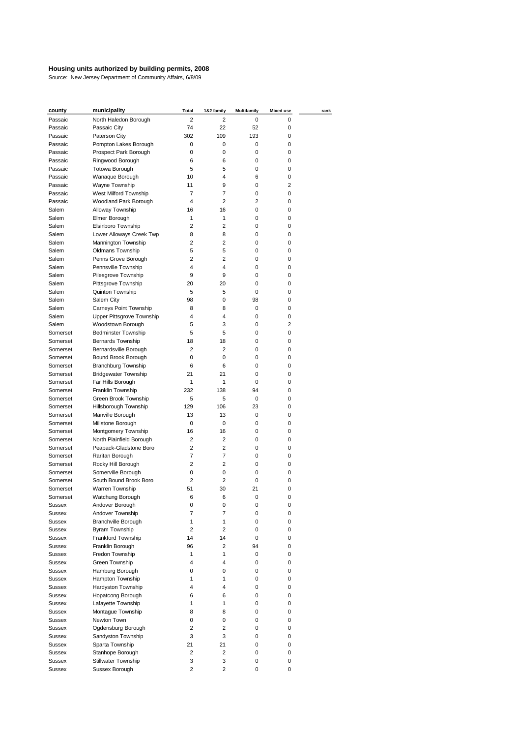**Housing units authorized by building permits, 2008**

Source: New Jersey Department of Community Affairs, 6/8/09

| county | municipality | Total | 1&2 family | Multifamily | Mixed use | rank |
|---|---|---|---|---|---|---|
| Passaic | North Haledon Borough | 2 | 2 | 0 | 0 | |
| Passaic | Passaic City | 74 | 22 | 52 | 0 | |
| Passaic | Paterson City | 302 | 109 | 193 | 0 | |
| Passaic | Pompton Lakes Borough | 0 | 0 | 0 | 0 | |
| Passaic | Prospect Park Borough | 0 | 0 | 0 | 0 | |
| Passaic | Ringwood Borough | 6 | 6 | 0 | 0 | |
| Passaic | Totowa Borough | 5 | 5 | 0 | 0 | |
| Passaic | Wanaque Borough | 10 | 4 | 6 | 0 | |
| Passaic | Wayne Township | 11 | 9 | 0 | 2 | |
| Passaic | West Milford Township | 7 | 7 | 0 | 0 | |
| Passaic | Woodland Park Borough | 4 | 2 | 2 | 0 | |
| Salem | Alloway Township | 16 | 16 | 0 | 0 | |
| Salem | Elmer Borough | 1 | 1 | 0 | 0 | |
| Salem | Elsinboro Township | 2 | 2 | 0 | 0 | |
| Salem | Lower Alloways Creek Twp | 8 | 8 | 0 | 0 | |
| Salem | Mannington Township | 2 | 2 | 0 | 0 | |
| Salem | Oldmans Township | 5 | 5 | 0 | 0 | |
| Salem | Penns Grove Borough | 2 | 2 | 0 | 0 | |
| Salem | Pennsville Township | 4 | 4 | 0 | 0 | |
| Salem | Pilesgrove Township | 9 | 9 | 0 | 0 | |
| Salem | Pittsgrove Township | 20 | 20 | 0 | 0 | |
| Salem | Quinton Township | 5 | 5 | 0 | 0 | |
| Salem | Salem City | 98 | 0 | 98 | 0 | |
| Salem | Carneys Point Township | 8 | 8 | 0 | 0 | |
| Salem | Upper Pittsgrove Township | 4 | 4 | 0 | 0 | |
| Salem | Woodstown Borough | 5 | 3 | 0 | 2 | |
| Somerset | Bedminster Township | 5 | 5 | 0 | 0 | |
| Somerset | Bernards Township | 18 | 18 | 0 | 0 | |
| Somerset | Bernardsville Borough | 2 | 2 | 0 | 0 | |
| Somerset | Bound Brook Borough | 0 | 0 | 0 | 0 | |
| Somerset | Branchburg Township | 6 | 6 | 0 | 0 | |
| Somerset | Bridgewater Township | 21 | 21 | 0 | 0 | |
| Somerset | Far Hills Borough | 1 | 1 | 0 | 0 | |
| Somerset | Franklin Township | 232 | 138 | 94 | 0 | |
| Somerset | Green Brook Township | 5 | 5 | 0 | 0 | |
| Somerset | Hillsborough Township | 129 | 106 | 23 | 0 | |
| Somerset | Manville Borough | 13 | 13 | 0 | 0 | |
| Somerset | Millstone Borough | 0 | 0 | 0 | 0 | |
| Somerset | Montgomery Township | 16 | 16 | 0 | 0 | |
| Somerset | North Plainfield Borough | 2 | 2 | 0 | 0 | |
| Somerset | Peapack-Gladstone Boro | 2 | 2 | 0 | 0 | |
| Somerset | Raritan Borough | 7 | 7 | 0 | 0 | |
| Somerset | Rocky Hill Borough | 2 | 2 | 0 | 0 | |
| Somerset | Somerville Borough | 0 | 0 | 0 | 0 | |
| Somerset | South Bound Brook Boro | 2 | 2 | 0 | 0 | |
| Somerset | Warren Township | 51 | 30 | 21 | 0 | |
| Somerset | Watchung Borough | 6 | 6 | 0 | 0 | |
| Sussex | Andover Borough | 0 | 0 | 0 | 0 | |
| Sussex | Andover Township | 7 | 7 | 0 | 0 | |
| Sussex | Branchville Borough | 1 | 1 | 0 | 0 | |
| Sussex | Byram Township | 2 | 2 | 0 | 0 | |
| Sussex | Frankford Township | 14 | 14 | 0 | 0 | |
| Sussex | Franklin Borough | 96 | 2 | 94 | 0 | |
| Sussex | Fredon Township | 1 | 1 | 0 | 0 | |
| Sussex | Green Township | 4 | 4 | 0 | 0 | |
| Sussex | Hamburg Borough | 0 | 0 | 0 | 0 | |
| Sussex | Hampton Township | 1 | 1 | 0 | 0 | |
| Sussex | Hardyston Township | 4 | 4 | 0 | 0 | |
| Sussex | Hopatcong Borough | 6 | 6 | 0 | 0 | |
| Sussex | Lafayette Township | 1 | 1 | 0 | 0 | |
| Sussex | Montague Township | 8 | 8 | 0 | 0 | |
| Sussex | Newton Town | 0 | 0 | 0 | 0 | |
| Sussex | Ogdensburg Borough | 2 | 2 | 0 | 0 | |
| Sussex | Sandyston Township | 3 | 3 | 0 | 0 | |
| Sussex | Sparta Township | 21 | 21 | 0 | 0 | |
| Sussex | Stanhope Borough | 2 | 2 | 0 | 0 | |
| Sussex | Stillwater Township | 3 | 3 | 0 | 0 | |
| Sussex | Sussex Borough | 2 | 2 | 0 | 0 | |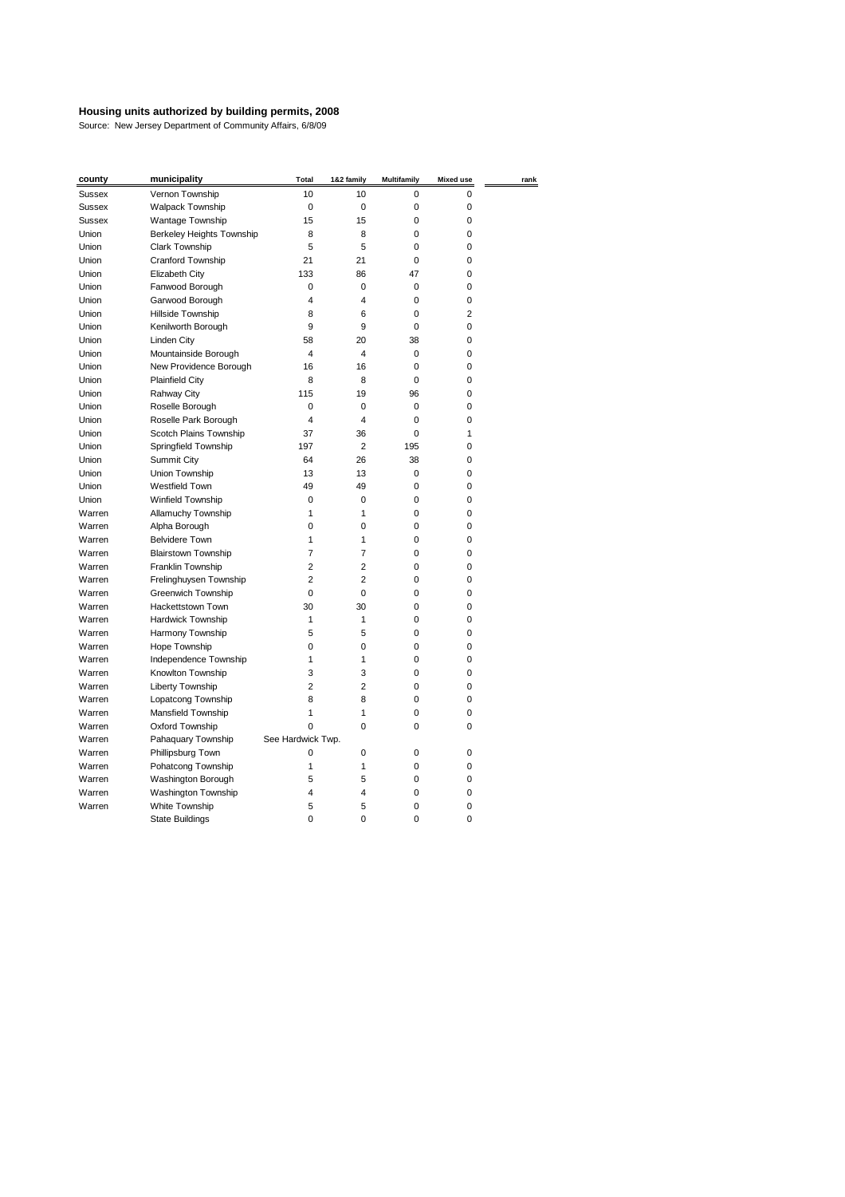**Housing units authorized by building permits, 2008**

Source: New Jersey Department of Community Affairs, 6/8/09

| county | municipality | Total | 1&2 family | Multifamily | Mixed use | rank |
|---|---|---|---|---|---|---|
| Sussex | Vernon Township | 10 | 10 | 0 | 0 | |
| Sussex | Walpack Township | 0 | 0 | 0 | 0 | |
| Sussex | Wantage Township | 15 | 15 | 0 | 0 | |
| Union | Berkeley Heights Township | 8 | 8 | 0 | 0 | |
| Union | Clark Township | 5 | 5 | 0 | 0 | |
| Union | Cranford Township | 21 | 21 | 0 | 0 | |
| Union | Elizabeth City | 133 | 86 | 47 | 0 | |
| Union | Fanwood Borough | 0 | 0 | 0 | 0 | |
| Union | Garwood Borough | 4 | 4 | 0 | 0 | |
| Union | Hillside Township | 8 | 6 | 0 | 2 | |
| Union | Kenilworth Borough | 9 | 9 | 0 | 0 | |
| Union | Linden City | 58 | 20 | 38 | 0 | |
| Union | Mountainside Borough | 4 | 4 | 0 | 0 | |
| Union | New Providence Borough | 16 | 16 | 0 | 0 | |
| Union | Plainfield City | 8 | 8 | 0 | 0 | |
| Union | Rahway City | 115 | 19 | 96 | 0 | |
| Union | Roselle Borough | 0 | 0 | 0 | 0 | |
| Union | Roselle Park Borough | 4 | 4 | 0 | 0 | |
| Union | Scotch Plains Township | 37 | 36 | 0 | 1 | |
| Union | Springfield Township | 197 | 2 | 195 | 0 | |
| Union | Summit City | 64 | 26 | 38 | 0 | |
| Union | Union Township | 13 | 13 | 0 | 0 | |
| Union | Westfield Town | 49 | 49 | 0 | 0 | |
| Union | Winfield Township | 0 | 0 | 0 | 0 | |
| Warren | Allamuchy Township | 1 | 1 | 0 | 0 | |
| Warren | Alpha Borough | 0 | 0 | 0 | 0 | |
| Warren | Belvidere Town | 1 | 1 | 0 | 0 | |
| Warren | Blairstown Township | 7 | 7 | 0 | 0 | |
| Warren | Franklin Township | 2 | 2 | 0 | 0 | |
| Warren | Frelinghuysen Township | 2 | 2 | 0 | 0 | |
| Warren | Greenwich Township | 0 | 0 | 0 | 0 | |
| Warren | Hackettstown Town | 30 | 30 | 0 | 0 | |
| Warren | Hardwick Township | 1 | 1 | 0 | 0 | |
| Warren | Harmony Township | 5 | 5 | 0 | 0 | |
| Warren | Hope Township | 0 | 0 | 0 | 0 | |
| Warren | Independence Township | 1 | 1 | 0 | 0 | |
| Warren | Knowlton Township | 3 | 3 | 0 | 0 | |
| Warren | Liberty Township | 2 | 2 | 0 | 0 | |
| Warren | Lopatcong Township | 8 | 8 | 0 | 0 | |
| Warren | Mansfield Township | 1 | 1 | 0 | 0 | |
| Warren | Oxford Township | 0 | 0 | 0 | 0 | |
| Warren | Pahaquary Township | See Hardwick Twp. | | | | |
| Warren | Phillipsburg Town | 0 | 0 | 0 | 0 | |
| Warren | Pohatcong Township | 1 | 1 | 0 | 0 | |
| Warren | Washington Borough | 5 | 5 | 0 | 0 | |
| Warren | Washington Township | 4 | 4 | 0 | 0 | |
| Warren | White Township | 5 | 5 | 0 | 0 | |
| | State Buildings | 0 | 0 | 0 | 0 | |